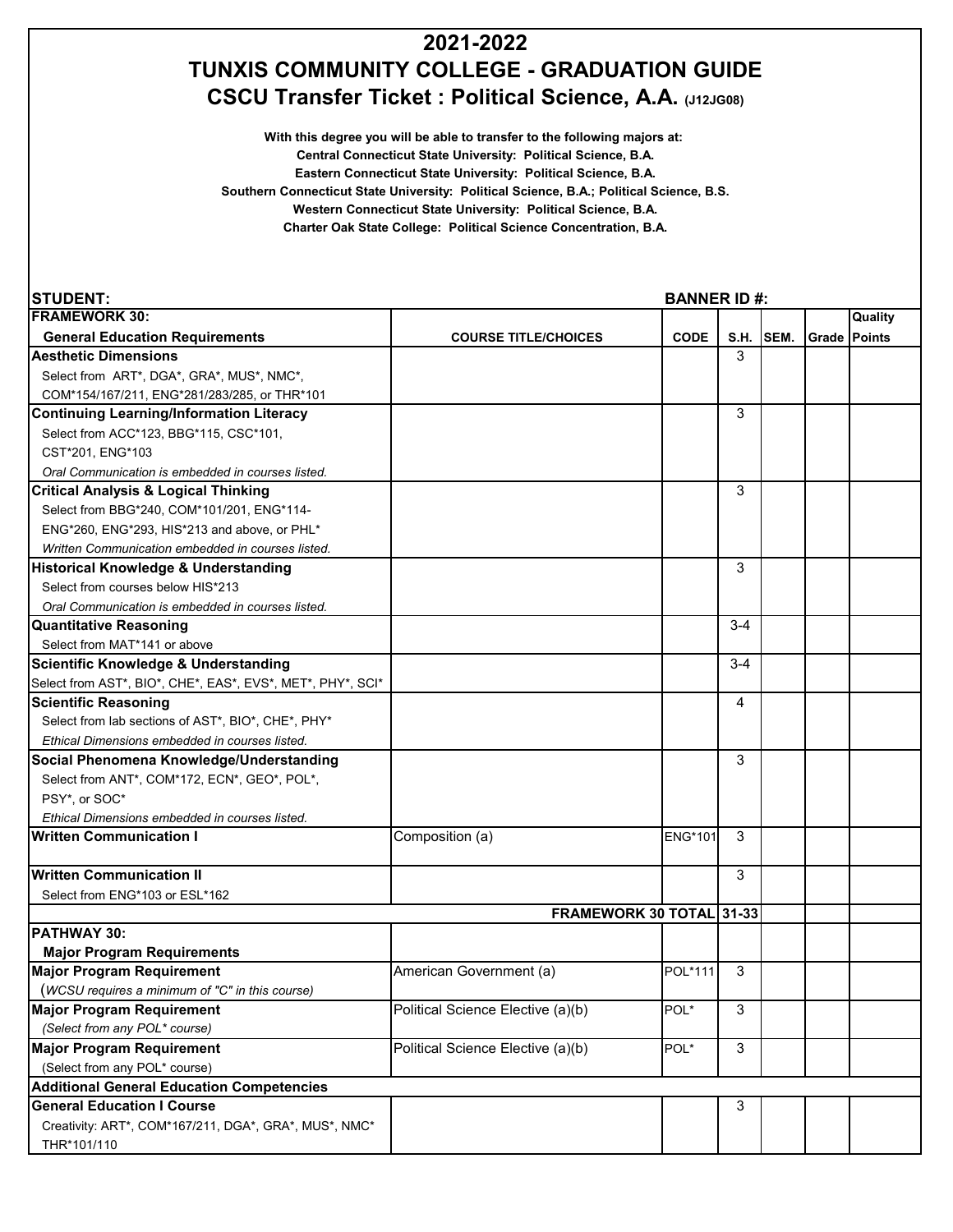# 2021-2022
# TUNXIS COMMUNITY COLLEGE - GRADUATION GUIDE
## CSCU Transfer Ticket : Political Science, A.A. (J12JG08)

**With this degree you will be able to transfer to the following majors at:**

**Central Connecticut State University: Political Science, B.A.**

**Eastern Connecticut State University: Political Science, B.A.**

**Southern Connecticut State University: Political Science, B.A.; Political Science, B.S.**

**Western Connecticut State University: Political Science, B.A.**

**Charter Oak State College: Political Science Concentration, B.A.**

**STUDENT:** **BANNER ID #:**

| FRAMEWORK 30: General Education Requirements | COURSE TITLE/CHOICES | CODE | S.H. | SEM. | Grade | Quality Points |
|---|---|---|---|---|---|---|
| **Aesthetic Dimensions**<br>Select from ART*, DGA*, GRA*, MUS*, NMC*, COM*154/167/211, ENG*281/283/285, or THR*101 | | | 3 | | | |
| **Continuing Learning/Information Literacy**<br>Select from ACC*123, BBG*115, CSC*101, CST*201, ENG*103<br>*Oral Communication is embedded in courses listed.* | | | 3 | | | |
| **Critical Analysis & Logical Thinking**<br>Select from BBG*240, COM*101/201, ENG*114-ENG*260, ENG*293, HIS*213 and above, or PHL*<br>*Written Communication embedded in courses listed.* | | | 3 | | | |
| **Historical Knowledge & Understanding**<br>Select from courses below HIS*213<br>*Oral Communication is embedded in courses listed.* | | | 3 | | | |
| **Quantitative Reasoning**<br>Select from MAT*141 or above | | | 3-4 | | | |
| **Scientific Knowledge & Understanding**<br>Select from AST*, BIO*, CHE*, EAS*, EVS*, MET*, PHY*, SCI* | | | 3-4 | | | |
| **Scientific Reasoning**<br>Select from lab sections of AST*, BIO*, CHE*, PHY*<br>*Ethical Dimensions embedded in courses listed.* | | | 4 | | | |
| **Social Phenomena Knowledge/Understanding**<br>Select from ANT*, COM*172, ECN*, GEO*, POL*, PSY*, or SOC*<br>*Ethical Dimensions embedded in courses listed.* | | | 3 | | | |
| **Written Communication I** | Composition (a) | ENG*101 | 3 | | | |
| **Written Communication II**<br>Select from ENG*103 or ESL*162 | | | 3 | | | |
| | **FRAMEWORK 30 TOTAL** | | **31-33** | | | |
| **PATHWAY 30: Major Program Requirements** | | | | | | |
| **Major Program Requirement**<br>(*WCSU requires a minimum of "C" in this course)* | American Government (a) | POL*111 | 3 | | | |
| **Major Program Requirement**<br>*(Select from any POL* course)* | Political Science Elective (a)(b) | POL* | 3 | | | |
| **Major Program Requirement**<br>(Select from any POL* course) | Political Science Elective (a)(b) | POL* | 3 | | | |
| **Additional General Education Competencies** | | | | | | |
| **General Education I Course**<br>Creativity: ART*, COM*167/211, DGA*, GRA*, MUS*, NMC* THR*101/110 | | | 3 | | | |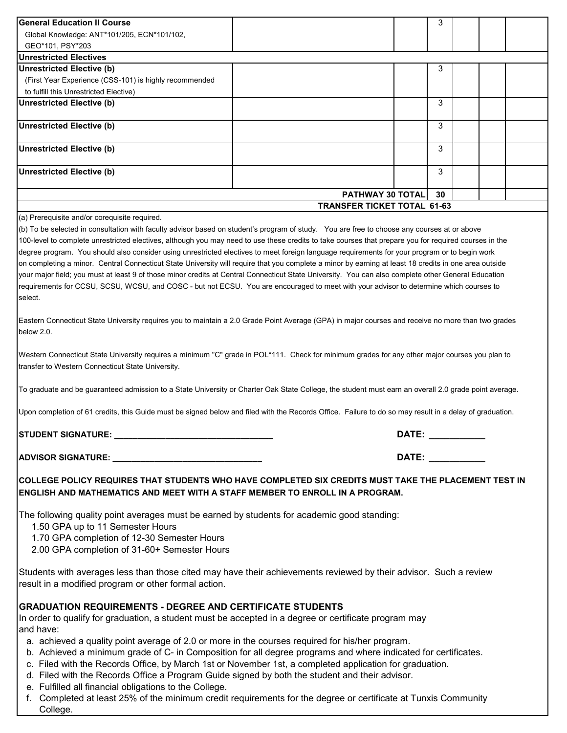| | | | | | | |
|---|---|---|---|---|---|---|
| **General Education II Course** Global Knowledge: ANT*101/205, ECN*101/102, GEO*101, PSY*203 | | | 3 | | | |
| **Unrestricted Electives** | | | | | | |
| **Unrestricted Elective (b)** (First Year Experience (CSS-101) is highly recommended to fulfill this Unrestricted Elective) | | | 3 | | | |
| **Unrestricted Elective (b)** | | | 3 | | | |
| **Unrestricted Elective (b)** | | | 3 | | | |
| **Unrestricted Elective (b)** | | | 3 | | | |
| **Unrestricted Elective (b)** | | | 3 | | | |
| | | **PATHWAY 30 TOTAL** | **30** | | | |
| | | **TRANSFER TICKET TOTAL** | **61-63** | | | |

(a) Prerequisite and/or corequisite required.

(b) To be selected in consultation with faculty advisor based on student's program of study. You are free to choose any courses at or above 100-level to complete unrestricted electives, although you may need to use these credits to take courses that prepare you for required courses in the degree program. You should also consider using unrestricted electives to meet foreign language requirements for your program or to begin work on completing a minor. Central Connecticut State University will require that you complete a minor by earning at least 18 credits in one area outside your major field; you must at least 9 of those minor credits at Central Connecticut State University. You can also complete other General Education requirements for CCSU, SCSU, WCSU, and COSC - but not ECSU. You are encouraged to meet with your advisor to determine which courses to select.

Eastern Connecticut State University requires you to maintain a 2.0 Grade Point Average (GPA) in major courses and receive no more than two grades below 2.0.

Western Connecticut State University requires a minimum "C" grade in POL*111. Check for minimum grades for any other major courses you plan to transfer to Western Connecticut State University.

To graduate and be guaranteed admission to a State University or Charter Oak State College, the student must earn an overall 2.0 grade point average.

Upon completion of 61 credits, this Guide must be signed below and filed with the Records Office. Failure to do so may result in a delay of graduation.

**STUDENT SIGNATURE: ______________________________** **DATE: ___________**

**ADVISOR SIGNATURE: ______________________________** **DATE: ___________**

**COLLEGE POLICY REQUIRES THAT STUDENTS WHO HAVE COMPLETED SIX CREDITS MUST TAKE THE PLACEMENT TEST IN ENGLISH AND MATHEMATICS AND MEET WITH A STAFF MEMBER TO ENROLL IN A PROGRAM.**

The following quality point averages must be earned by students for academic good standing:

1.50 GPA up to 11 Semester Hours
1.70 GPA completion of 12-30 Semester Hours
2.00 GPA completion of 31-60+ Semester Hours

Students with averages less than those cited may have their achievements reviewed by their advisor. Such a review result in a modified program or other formal action.

**GRADUATION REQUIREMENTS - DEGREE AND CERTIFICATE STUDENTS**

In order to qualify for graduation, a student must be accepted in a degree or certificate program may and have:

a. achieved a quality point average of 2.0 or more in the courses required for his/her program.
b. Achieved a minimum grade of C- in Composition for all degree programs and where indicated for certificates.
c. Filed with the Records Office, by March 1st or November 1st, a completed application for graduation.
d. Filed with the Records Office a Program Guide signed by both the student and their advisor.
e. Fulfilled all financial obligations to the College.
f. Completed at least 25% of the minimum credit requirements for the degree or certificate at Tunxis Community College.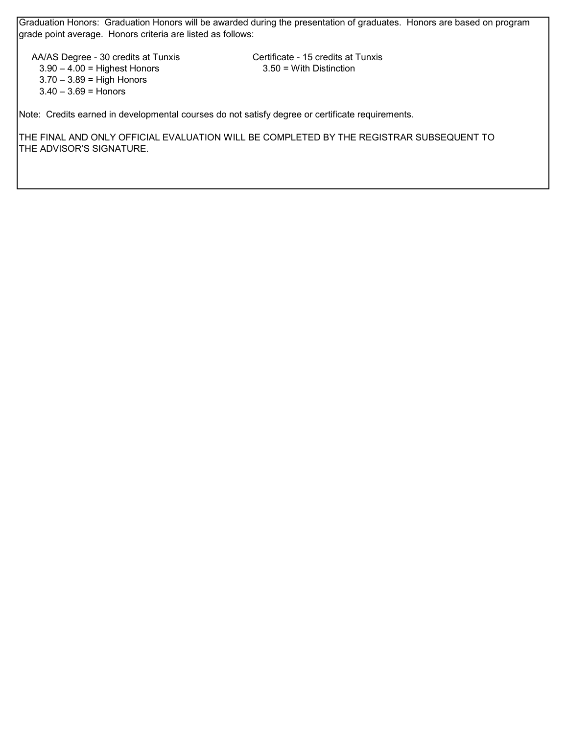Graduation Honors: Graduation Honors will be awarded during the presentation of graduates. Honors are based on program grade point average. Honors criteria are listed as follows:

AA/AS Degree - 30 credits at Tunxis
- 3.90 – 4.00 = Highest Honors
- 3.70 – 3.89 = High Honors
- 3.40 – 3.69 = Honors

Certificate - 15 credits at Tunxis
- 3.50 = With Distinction

Note: Credits earned in developmental courses do not satisfy degree or certificate requirements.

THE FINAL AND ONLY OFFICIAL EVALUATION WILL BE COMPLETED BY THE REGISTRAR SUBSEQUENT TO THE ADVISOR'S SIGNATURE.